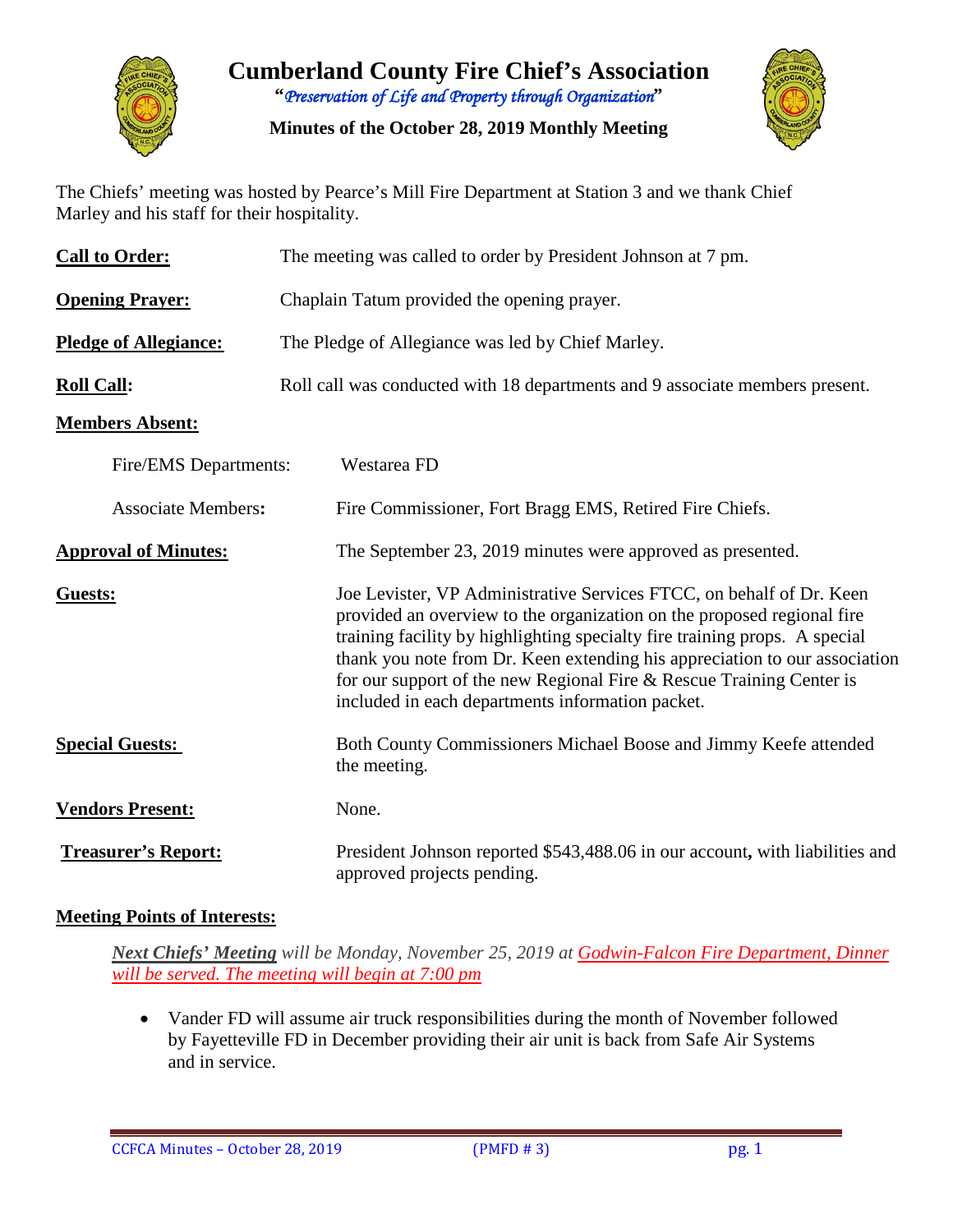# Cumberland County Fire Chief's Association

*"Preservation of Life and Property through Organization"*

**Minutes of the October 28, 2019 Monthly Meeting**

The Chiefs' meeting was hosted by Pearce's Mill Fire Department at Station 3 and we thank Chief Marley and his staff for their hospitality.

**Call to Order:** The meeting was called to order by President Johnson at 7 pm.

**Opening Prayer:** Chaplain Tatum provided the opening prayer.

**Pledge of Allegiance:** The Pledge of Allegiance was led by Chief Marley.

**Roll Call:** Roll call was conducted with 18 departments and 9 associate members present.

**Members Absent:**

Fire/EMS Departments: Westarea FD

Associate Members: Fire Commissioner, Fort Bragg EMS, Retired Fire Chiefs.

**Approval of Minutes:** The September 23, 2019 minutes were approved as presented.

**Guests:** Joe Levister, VP Administrative Services FTCC, on behalf of Dr. Keen provided an overview to the organization on the proposed regional fire training facility by highlighting specialty fire training props. A special thank you note from Dr. Keen extending his appreciation to our association for our support of the new Regional Fire & Rescue Training Center is included in each departments information packet.

**Special Guests:** Both County Commissioners Michael Boose and Jimmy Keefe attended the meeting.

**Vendors Present:** None.

**Treasurer's Report:** President Johnson reported $543,488.06 in our account**,** with liabilities and approved projects pending.

**Meeting Points of Interests:**

***Next Chiefs' Meeting*** *will be Monday, November 25, 2019 at Godwin-Falcon Fire Department, Dinner will be served. The meeting will begin at 7:00 pm*

- Vander FD will assume air truck responsibilities during the month of November followed by Fayetteville FD in December providing their air unit is back from Safe Air Systems and in service.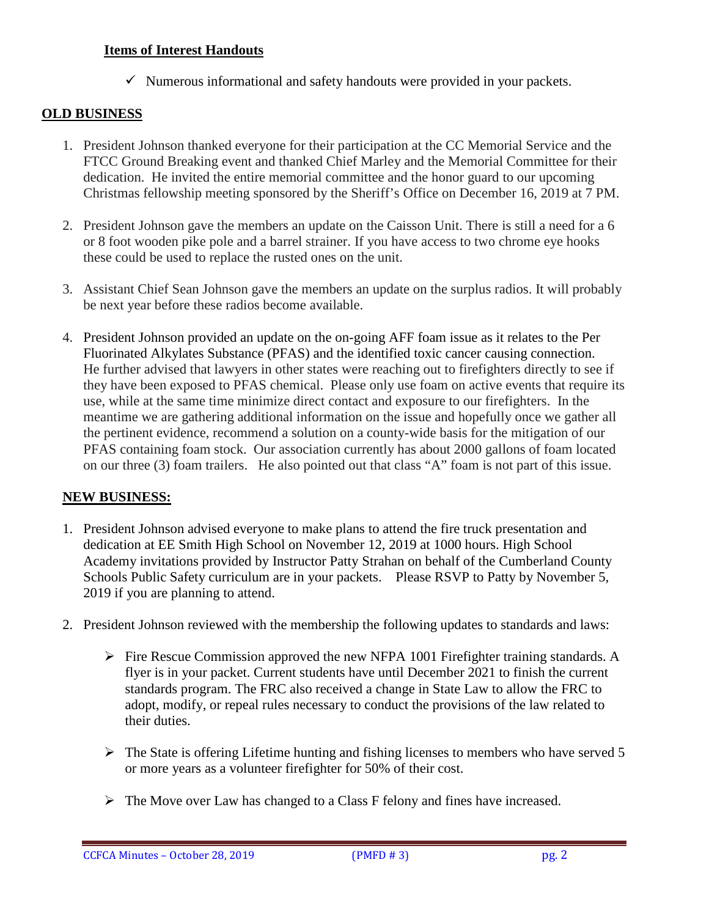**Items of Interest Handouts**

- ✓ Numerous informational and safety handouts were provided in your packets.

**OLD BUSINESS**

1. President Johnson thanked everyone for their participation at the CC Memorial Service and the FTCC Ground Breaking event and thanked Chief Marley and the Memorial Committee for their dedication. He invited the entire memorial committee and the honor guard to our upcoming Christmas fellowship meeting sponsored by the Sheriff's Office on December 16, 2019 at 7 PM.

2. President Johnson gave the members an update on the Caisson Unit. There is still a need for a 6 or 8 foot wooden pike pole and a barrel strainer. If you have access to two chrome eye hooks these could be used to replace the rusted ones on the unit.

3. Assistant Chief Sean Johnson gave the members an update on the surplus radios. It will probably be next year before these radios become available.

4. President Johnson provided an update on the on-going AFF foam issue as it relates to the Per Fluorinated Alkylates Substance (PFAS) and the identified toxic cancer causing connection. He further advised that lawyers in other states were reaching out to firefighters directly to see if they have been exposed to PFAS chemical. Please only use foam on active events that require its use, while at the same time minimize direct contact and exposure to our firefighters. In the meantime we are gathering additional information on the issue and hopefully once we gather all the pertinent evidence, recommend a solution on a county-wide basis for the mitigation of our PFAS containing foam stock. Our association currently has about 2000 gallons of foam located on our three (3) foam trailers. He also pointed out that class "A" foam is not part of this issue.

**NEW BUSINESS:**

1. President Johnson advised everyone to make plans to attend the fire truck presentation and dedication at EE Smith High School on November 12, 2019 at 1000 hours. High School Academy invitations provided by Instructor Patty Strahan on behalf of the Cumberland County Schools Public Safety curriculum are in your packets. Please RSVP to Patty by November 5, 2019 if you are planning to attend.

2. President Johnson reviewed with the membership the following updates to standards and laws:

   - Fire Rescue Commission approved the new NFPA 1001 Firefighter training standards. A flyer is in your packet. Current students have until December 2021 to finish the current standards program. The FRC also received a change in State Law to allow the FRC to adopt, modify, or repeal rules necessary to conduct the provisions of the law related to their duties.

   - The State is offering Lifetime hunting and fishing licenses to members who have served 5 or more years as a volunteer firefighter for 50% of their cost.

   - The Move over Law has changed to a Class F felony and fines have increased.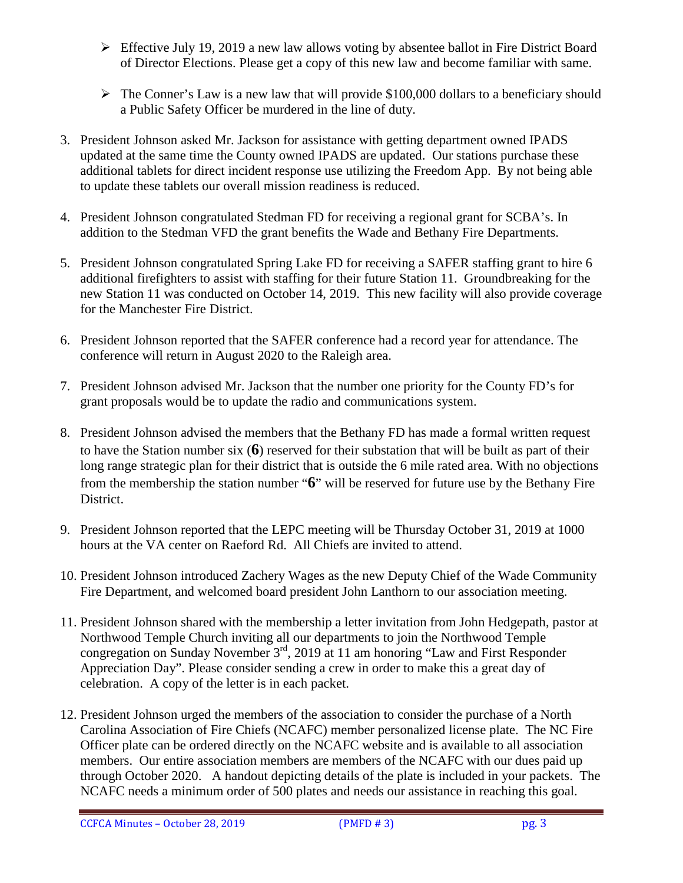- Effective July 19, 2019 a new law allows voting by absentee ballot in Fire District Board of Director Elections. Please get a copy of this new law and become familiar with same.

- The Conner's Law is a new law that will provide $100,000 dollars to a beneficiary should a Public Safety Officer be murdered in the line of duty.

3. President Johnson asked Mr. Jackson for assistance with getting department owned IPADS updated at the same time the County owned IPADS are updated. Our stations purchase these additional tablets for direct incident response use utilizing the Freedom App. By not being able to update these tablets our overall mission readiness is reduced.

4. President Johnson congratulated Stedman FD for receiving a regional grant for SCBA's. In addition to the Stedman VFD the grant benefits the Wade and Bethany Fire Departments.

5. President Johnson congratulated Spring Lake FD for receiving a SAFER staffing grant to hire 6 additional firefighters to assist with staffing for their future Station 11. Groundbreaking for the new Station 11 was conducted on October 14, 2019. This new facility will also provide coverage for the Manchester Fire District.

6. President Johnson reported that the SAFER conference had a record year for attendance. The conference will return in August 2020 to the Raleigh area.

7. President Johnson advised Mr. Jackson that the number one priority for the County FD's for grant proposals would be to update the radio and communications system.

8. President Johnson advised the members that the Bethany FD has made a formal written request to have the Station number six (**6**) reserved for their substation that will be built as part of their long range strategic plan for their district that is outside the 6 mile rated area. With no objections from the membership the station number "**6**" will be reserved for future use by the Bethany Fire District.

9. President Johnson reported that the LEPC meeting will be Thursday October 31, 2019 at 1000 hours at the VA center on Raeford Rd. All Chiefs are invited to attend.

10. President Johnson introduced Zachery Wages as the new Deputy Chief of the Wade Community Fire Department, and welcomed board president John Lanthorn to our association meeting.

11. President Johnson shared with the membership a letter invitation from John Hedgepath, pastor at Northwood Temple Church inviting all our departments to join the Northwood Temple congregation on Sunday November 3rd, 2019 at 11 am honoring "Law and First Responder Appreciation Day". Please consider sending a crew in order to make this a great day of celebration. A copy of the letter is in each packet.

12. President Johnson urged the members of the association to consider the purchase of a North Carolina Association of Fire Chiefs (NCAFC) member personalized license plate. The NC Fire Officer plate can be ordered directly on the NCAFC website and is available to all association members. Our entire association members are members of the NCAFC with our dues paid up through October 2020. A handout depicting details of the plate is included in your packets. The NCAFC needs a minimum order of 500 plates and needs our assistance in reaching this goal.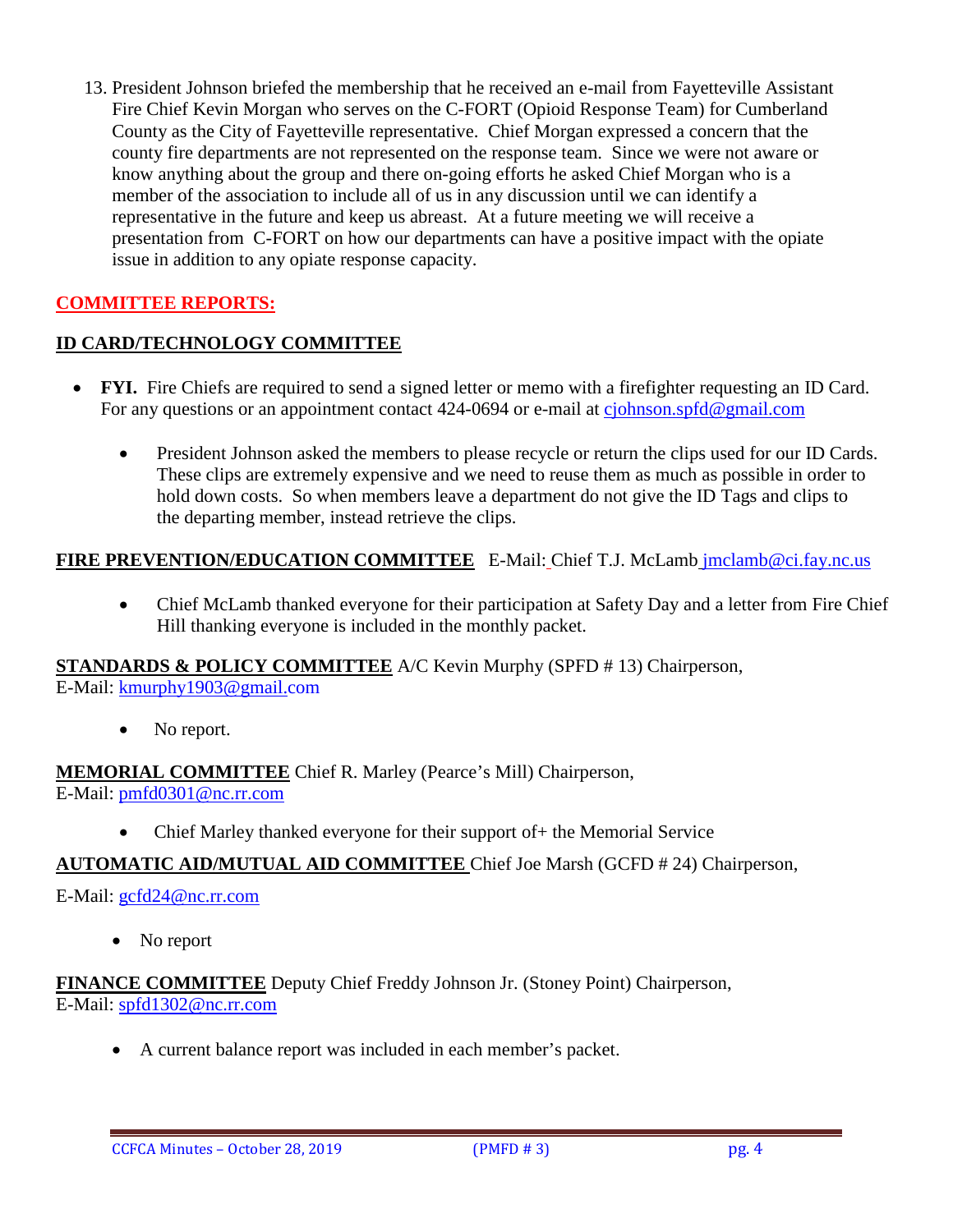13. President Johnson briefed the membership that he received an e-mail from Fayetteville Assistant Fire Chief Kevin Morgan who serves on the C-FORT (Opioid Response Team) for Cumberland County as the City of Fayetteville representative. Chief Morgan expressed a concern that the county fire departments are not represented on the response team. Since we were not aware or know anything about the group and there on-going efforts he asked Chief Morgan who is a member of the association to include all of us in any discussion until we can identify a representative in the future and keep us abreast. At a future meeting we will receive a presentation from C-FORT on how our departments can have a positive impact with the opiate issue in addition to any opiate response capacity.

## COMMITTEE REPORTS:

### ID CARD/TECHNOLOGY COMMITTEE

- **FYI.** Fire Chiefs are required to send a signed letter or memo with a firefighter requesting an ID Card. For any questions or an appointment contact 424-0694 or e-mail at cjohnson.spfd@gmail.com
    - President Johnson asked the members to please recycle or return the clips used for our ID Cards. These clips are extremely expensive and we need to reuse them as much as possible in order to hold down costs. So when members leave a department do not give the ID Tags and clips to the departing member, instead retrieve the clips.

**FIRE PREVENTION/EDUCATION COMMITTEE** E-Mail: Chief T.J. McLamb jmclamb@ci.fay.nc.us

- Chief McLamb thanked everyone for their participation at Safety Day and a letter from Fire Chief Hill thanking everyone is included in the monthly packet.

**STANDARDS & POLICY COMMITTEE** A/C Kevin Murphy (SPFD # 13) Chairperson,
E-Mail: kmurphy1903@gmail.com

- No report.

**MEMORIAL COMMITTEE** Chief R. Marley (Pearce's Mill) Chairperson,
E-Mail: pmfd0301@nc.rr.com

- Chief Marley thanked everyone for their support of+ the Memorial Service

**AUTOMATIC AID/MUTUAL AID COMMITTEE** Chief Joe Marsh (GCFD # 24) Chairperson,

E-Mail: gcfd24@nc.rr.com

- No report

**FINANCE COMMITTEE** Deputy Chief Freddy Johnson Jr. (Stoney Point) Chairperson,
E-Mail: spfd1302@nc.rr.com

- A current balance report was included in each member's packet.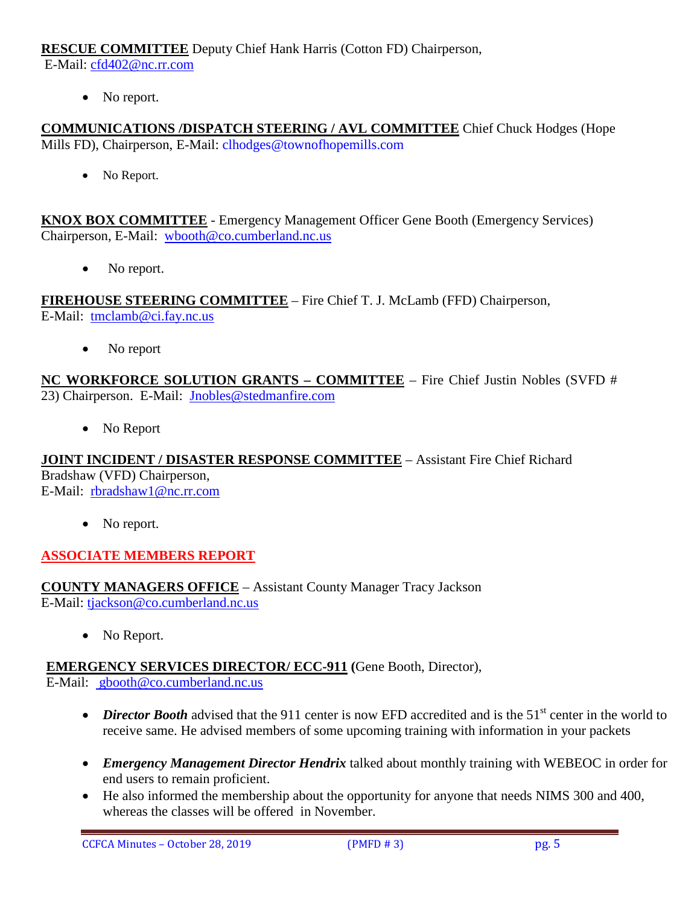**RESCUE COMMITTEE** Deputy Chief Hank Harris (Cotton FD) Chairperson,
E-Mail: cfd402@nc.rr.com

- No report.

**COMMUNICATIONS /DISPATCH STEERING / AVL COMMITTEE** Chief Chuck Hodges (Hope Mills FD), Chairperson, E-Mail: clhodges@townofhopemills.com

- No Report.

**KNOX BOX COMMITTEE** - Emergency Management Officer Gene Booth (Emergency Services) Chairperson, E-Mail: wbooth@co.cumberland.nc.us

- No report.

**FIREHOUSE STEERING COMMITTEE** – Fire Chief T. J. McLamb (FFD) Chairperson,
E-Mail: tmclamb@ci.fay.nc.us

- No report

**NC WORKFORCE SOLUTION GRANTS – COMMITTEE** – Fire Chief Justin Nobles (SVFD # 23) Chairperson. E-Mail: Jnobles@stedmanfire.com

- No Report

**JOINT INCIDENT / DISASTER RESPONSE COMMITTEE** – Assistant Fire Chief Richard Bradshaw (VFD) Chairperson,
E-Mail: rbradshaw1@nc.rr.com

- No report.

## ASSOCIATE MEMBERS REPORT

**COUNTY MANAGERS OFFICE** – Assistant County Manager Tracy Jackson
E-Mail: tjackson@co.cumberland.nc.us

- No Report.

**EMERGENCY SERVICES DIRECTOR/ ECC-911 (**Gene Booth, Director),
E-Mail: gbooth@co.cumberland.nc.us

- ***Director Booth*** advised that the 911 center is now EFD accredited and is the 51st center in the world to receive same. He advised members of some upcoming training with information in your packets
- ***Emergency Management Director Hendrix*** talked about monthly training with WEBEOC in order for end users to remain proficient.
- He also informed the membership about the opportunity for anyone that needs NIMS 300 and 400, whereas the classes will be offered in November.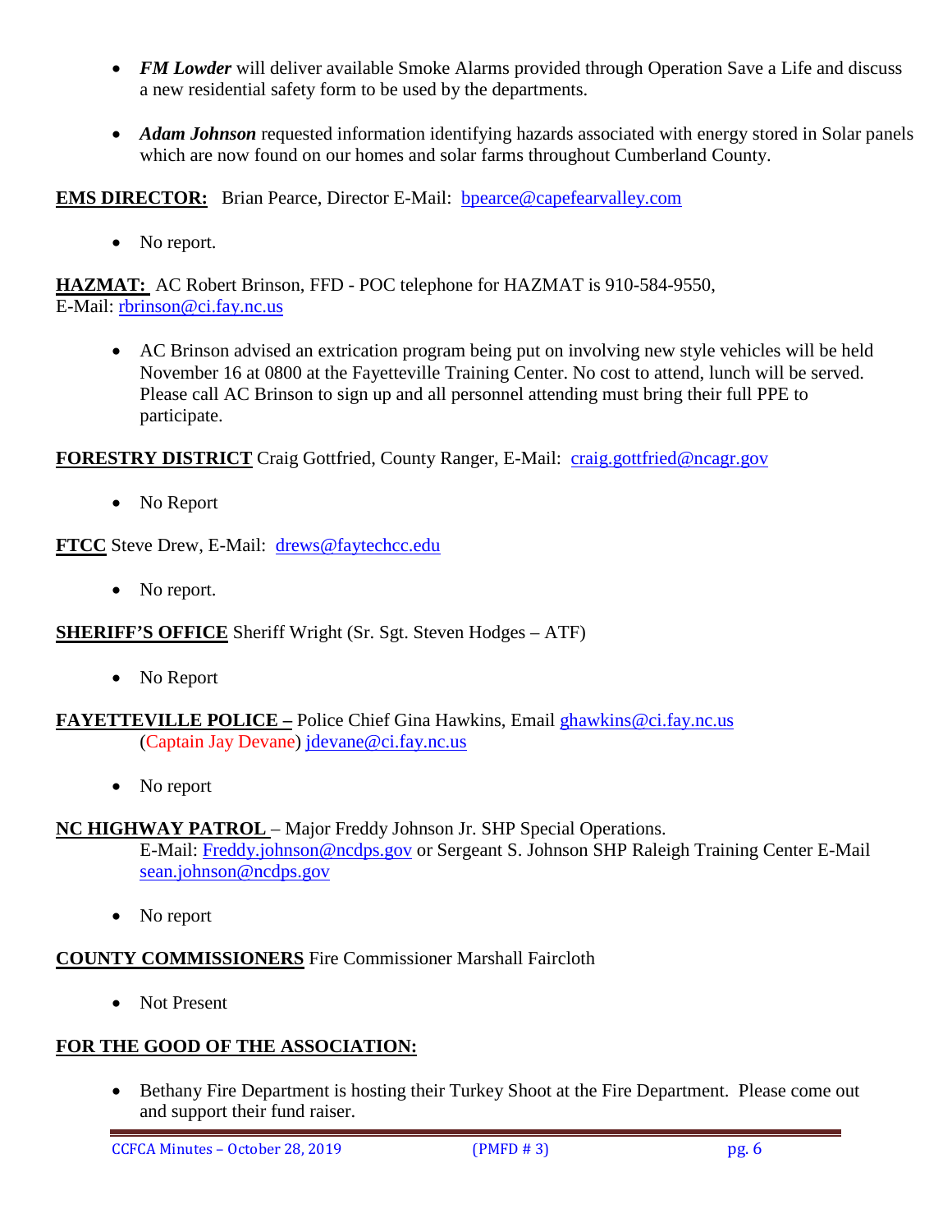- ***FM Lowder*** will deliver available Smoke Alarms provided through Operation Save a Life and discuss a new residential safety form to be used by the departments.

- ***Adam Johnson*** requested information identifying hazards associated with energy stored in Solar panels which are now found on our homes and solar farms throughout Cumberland County.

**EMS DIRECTOR:** Brian Pearce, Director E-Mail: bpearce@capefearvalley.com

- No report.

**HAZMAT:** AC Robert Brinson, FFD - POC telephone for HAZMAT is 910-584-9550, E-Mail: rbrinson@ci.fay.nc.us

- AC Brinson advised an extrication program being put on involving new style vehicles will be held November 16 at 0800 at the Fayetteville Training Center. No cost to attend, lunch will be served. Please call AC Brinson to sign up and all personnel attending must bring their full PPE to participate.

**FORESTRY DISTRICT** Craig Gottfried, County Ranger, E-Mail: craig.gottfried@ncagr.gov

- No Report

**FTCC** Steve Drew, E-Mail: drews@faytechcc.edu

- No report.

**SHERIFF'S OFFICE** Sheriff Wright (Sr. Sgt. Steven Hodges – ATF)

- No Report

**FAYETTEVILLE POLICE –** Police Chief Gina Hawkins, Email ghawkins@ci.fay.nc.us (Captain Jay Devane) jdevane@ci.fay.nc.us

- No report

**NC HIGHWAY PATROL** – Major Freddy Johnson Jr. SHP Special Operations. E-Mail: Freddy.johnson@ncdps.gov or Sergeant S. Johnson SHP Raleigh Training Center E-Mail sean.johnson@ncdps.gov

- No report

**COUNTY COMMISSIONERS** Fire Commissioner Marshall Faircloth

- Not Present

**FOR THE GOOD OF THE ASSOCIATION:**

- Bethany Fire Department is hosting their Turkey Shoot at the Fire Department. Please come out and support their fund raiser.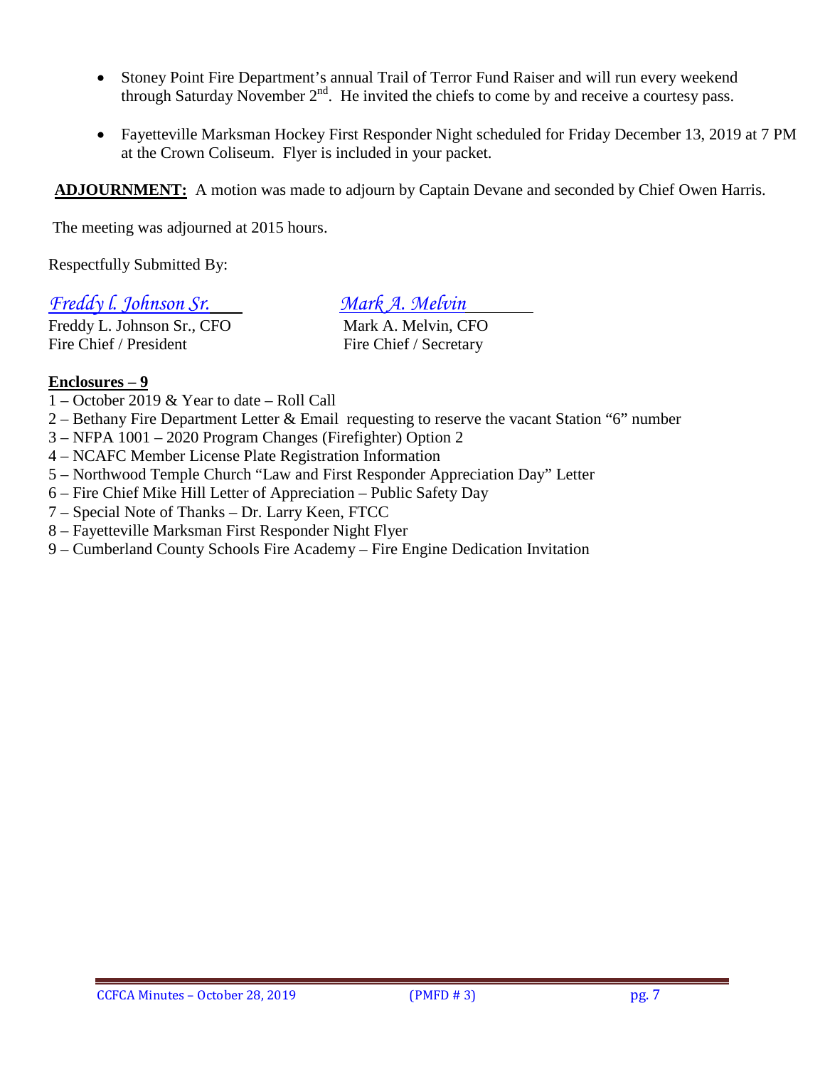- Stoney Point Fire Department's annual Trail of Terror Fund Raiser and will run every weekend through Saturday November 2nd. He invited the chiefs to come by and receive a courtesy pass.

- Fayetteville Marksman Hockey First Responder Night scheduled for Friday December 13, 2019 at 7 PM at the Crown Coliseum. Flyer is included in your packet.

**ADJOURNMENT:** A motion was made to adjourn by Captain Devane and seconded by Chief Owen Harris.

The meeting was adjourned at 2015 hours.

Respectfully Submitted By:

*Freddy l. Johnson Sr.*
Freddy L. Johnson Sr., CFO
Fire Chief / President

*Mark A. Melvin*
Mark A. Melvin, CFO
Fire Chief / Secretary

**Enclosures – 9**

1 – October 2019 & Year to date – Roll Call
2 – Bethany Fire Department Letter & Email requesting to reserve the vacant Station "6" number
3 – NFPA 1001 – 2020 Program Changes (Firefighter) Option 2
4 – NCAFC Member License Plate Registration Information
5 – Northwood Temple Church "Law and First Responder Appreciation Day" Letter
6 – Fire Chief Mike Hill Letter of Appreciation – Public Safety Day
7 – Special Note of Thanks – Dr. Larry Keen, FTCC
8 – Fayetteville Marksman First Responder Night Flyer
9 – Cumberland County Schools Fire Academy – Fire Engine Dedication Invitation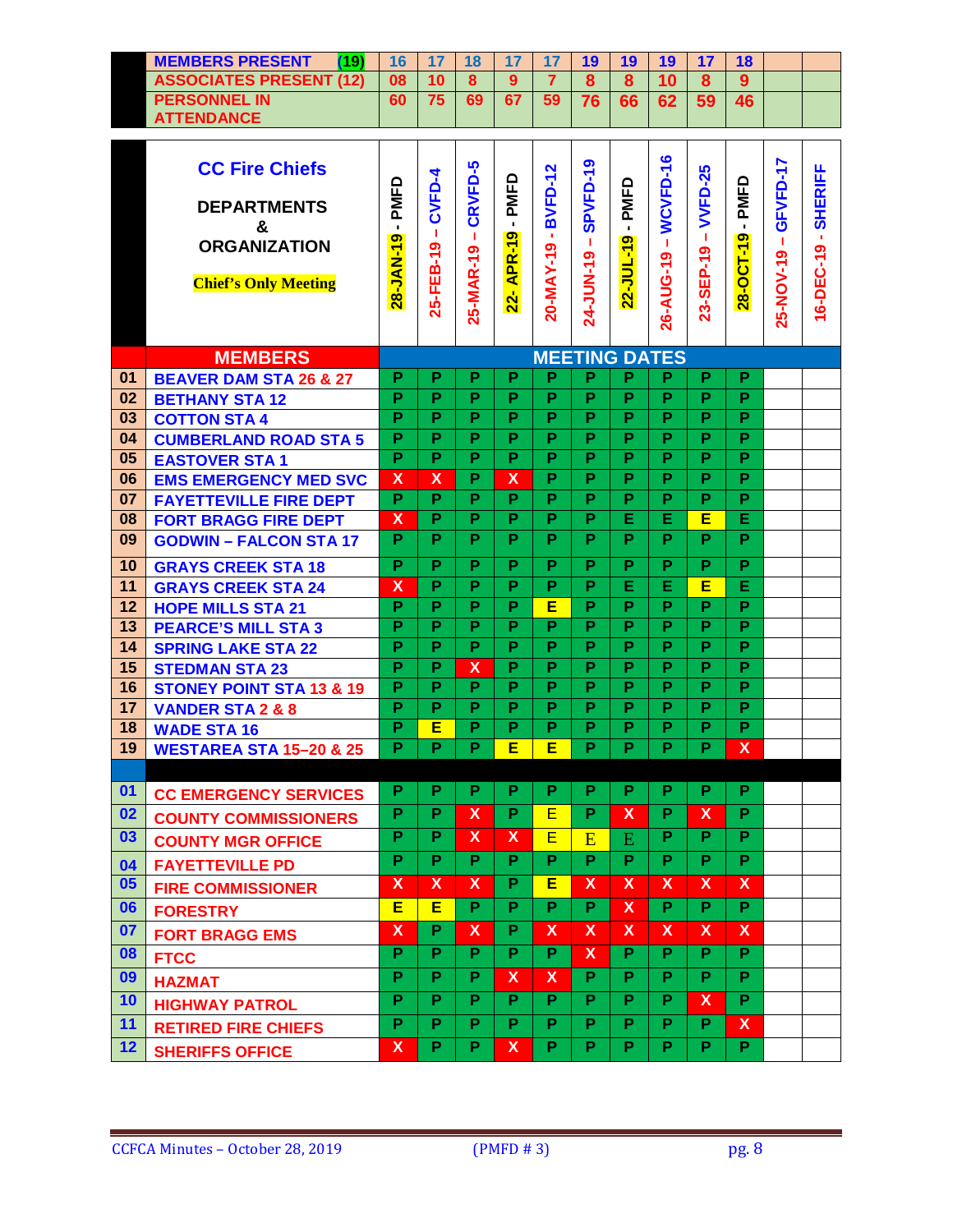| | | 28-JAN-19 - PMFD | 25-FEB-19 – CVFD-4 | 25-MAR-19 – CRVFD-5 | 22- APR-19 - PMFD | 20-MAY-19 - BVFD-12 | 24-JUN-19 – SPVFD-19 | 22-JUL-19 - PMFD | 26-AUG-19 – WCVFD-16 | 23-SEP-19 – VVFD-25 | 28-OCT-19 - PMFD | 25-NOV-19 – GFVFD-17 | 16-DEC-19 - SHERIFF |
|---|---|---|---|---|---|---|---|---|---|---|---|---|---|
| | MEMBERS PRESENT (19) | 16 | 17 | 18 | 17 | 17 | 19 | 19 | 19 | 17 | 18 | | |
| | ASSOCIATES PRESENT (12) | 08 | 10 | 8 | 9 | 7 | 8 | 8 | 10 | 8 | 9 | | |
| | PERSONNEL IN ATTENDANCE | 60 | 75 | 69 | 67 | 59 | 76 | 66 | 62 | 59 | 46 | | |

**CC Fire Chiefs**

**DEPARTMENTS & ORGANIZATION**

**Chief's Only Meeting**

| | MEMBERS | 28-JAN-19 - PMFD | 25-FEB-19 – CVFD-4 | 25-MAR-19 – CRVFD-5 | 22- APR-19 - PMFD | 20-MAY-19 - BVFD-12 | 24-JUN-19 – SPVFD-19 | 22-JUL-19 - PMFD | 26-AUG-19 – WCVFD-16 | 23-SEP-19 – VVFD-25 | 28-OCT-19 - PMFD | 25-NOV-19 – GFVFD-17 | 16-DEC-19 - SHERIFF |
|---|---|---|---|---|---|---|---|---|---|---|---|---|---|
| 01 | BEAVER DAM STA 26 & 27 | P | P | P | P | P | P | P | P | P | P | | |
| 02 | BETHANY STA 12 | P | P | P | P | P | P | P | P | P | P | | |
| 03 | COTTON STA 4 | P | P | P | P | P | P | P | P | P | P | | |
| 04 | CUMBERLAND ROAD STA 5 | P | P | P | P | P | P | P | P | P | P | | |
| 05 | EASTOVER STA 1 | P | P | P | P | P | P | P | P | P | P | | |
| 06 | EMS EMERGENCY MED SVC | X | X | P | X | P | P | P | P | P | P | | |
| 07 | FAYETTEVILLE FIRE DEPT | P | P | P | P | P | P | P | P | P | P | | |
| 08 | FORT BRAGG FIRE DEPT | X | P | P | P | P | P | E | E | E | E | | |
| 09 | GODWIN – FALCON STA 17 | P | P | P | P | P | P | P | P | P | P | | |
| 10 | GRAYS CREEK STA 18 | P | P | P | P | P | P | P | P | P | P | | |
| 11 | GRAYS CREEK STA 24 | X | P | P | P | P | P | E | E | E | E | | |
| 12 | HOPE MILLS STA 21 | P | P | P | P | E | P | P | P | P | P | | |
| 13 | PEARCE'S MILL STA 3 | P | P | P | P | P | P | P | P | P | P | | |
| 14 | SPRING LAKE STA 22 | P | P | P | P | P | P | P | P | P | P | | |
| 15 | STEDMAN STA 23 | P | P | X | P | P | P | P | P | P | P | | |
| 16 | STONEY POINT STA 13 & 19 | P | P | P | P | P | P | P | P | P | P | | |
| 17 | VANDER STA 2 & 8 | P | P | P | P | P | P | P | P | P | P | | |
| 18 | WADE STA 16 | P | E | P | P | P | P | P | P | P | P | | |
| 19 | WESTAREA STA 15–20 & 25 | P | P | P | E | E | P | P | P | P | X | | |
| 01 | CC EMERGENCY SERVICES | P | P | P | P | P | P | P | P | P | P | | |
| 02 | COUNTY COMMISSIONERS | P | P | X | P | E | P | X | P | X | P | | |
| 03 | COUNTY MGR OFFICE | P | P | X | X | E | E | E | P | P | P | | |
| 04 | FAYETTEVILLE PD | P | P | P | P | P | P | P | P | P | P | | |
| 05 | FIRE COMMISSIONER | X | X | X | P | E | X | X | X | X | X | | |
| 06 | FORESTRY | E | E | P | P | P | P | X | P | P | P | | |
| 07 | FORT BRAGG EMS | X | P | X | P | X | X | X | X | X | X | | |
| 08 | FTCC | P | P | P | P | P | X | P | P | P | P | | |
| 09 | HAZMAT | P | P | P | X | X | P | P | P | P | P | | |
| 10 | HIGHWAY PATROL | P | P | P | P | P | P | P | P | X | P | | |
| 11 | RETIRED FIRE CHIEFS | P | P | P | P | P | P | P | P | P | X | | |
| 12 | SHERIFFS OFFICE | X | P | P | X | P | P | P | P | P | P | | |

CCFCA Minutes – October 28, 2019 (PMFD # 3)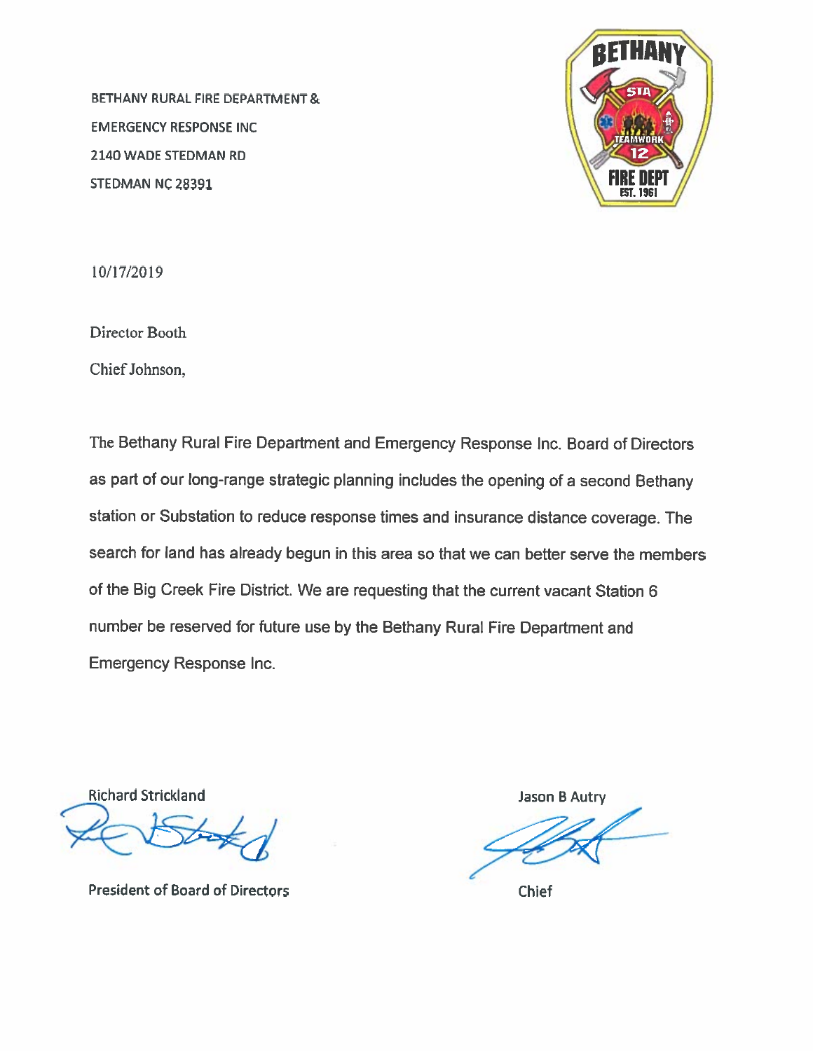BETHANY RURAL FIRE DEPARTMENT &
EMERGENCY RESPONSE INC
2140 WADE STEDMAN RD
STEDMAN NC 28391

10/17/2019

Director Booth

Chief Johnson,

The Bethany Rural Fire Department and Emergency Response Inc. Board of Directors as part of our long-range strategic planning includes the opening of a second Bethany station or Substation to reduce response times and insurance distance coverage. The search for land has already begun in this area so that we can better serve the members of the Big Creek Fire District. We are requesting that the current vacant Station 6 number be reserved for future use by the Bethany Rural Fire Department and Emergency Response Inc.

Richard Strickland
President of Board of Directors

Jason B Autry
Chief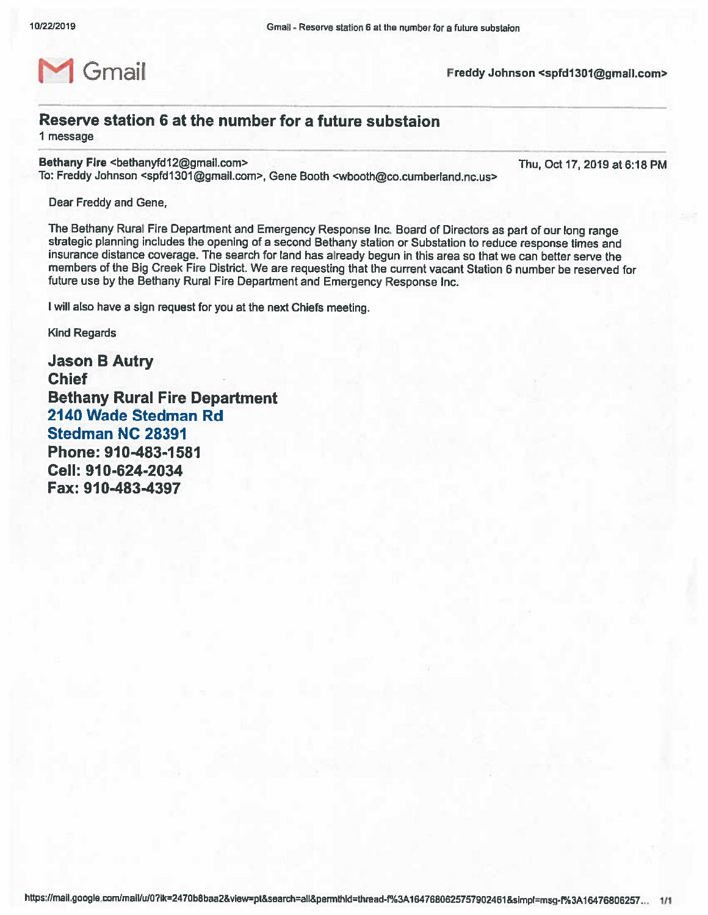Gmail

Freddy Johnson <spfd1301@gmail.com>

# Reserve station 6 at the number for a future substaion

1 message

**Bethany Fire** <bethanyfd12@gmail.com>
To: Freddy Johnson <spfd1301@gmail.com>, Gene Booth <wbooth@co.cumberland.nc.us>

Thu, Oct 17, 2019 at 6:18 PM

Dear Freddy and Gene,

The Bethany Rural Fire Department and Emergency Response Inc. Board of Directors as part of our long range strategic planning includes the opening of a second Bethany station or Substation to reduce response times and insurance distance coverage. The search for land has already begun in this area so that we can better serve the members of the Big Creek Fire District. We are requesting that the current vacant Station 6 number be reserved for future use by the Bethany Rural Fire Department and Emergency Response Inc.

I will also have a sign request for you at the next Chiefs meeting.

Kind Regards

**Jason B Autry**
**Chief**
**Bethany Rural Fire Department**
**2140 Wade Stedman Rd**
**Stedman NC 28391**
**Phone: 910-483-1581**
**Cell: 910-624-2034**
**Fax: 910-483-4397**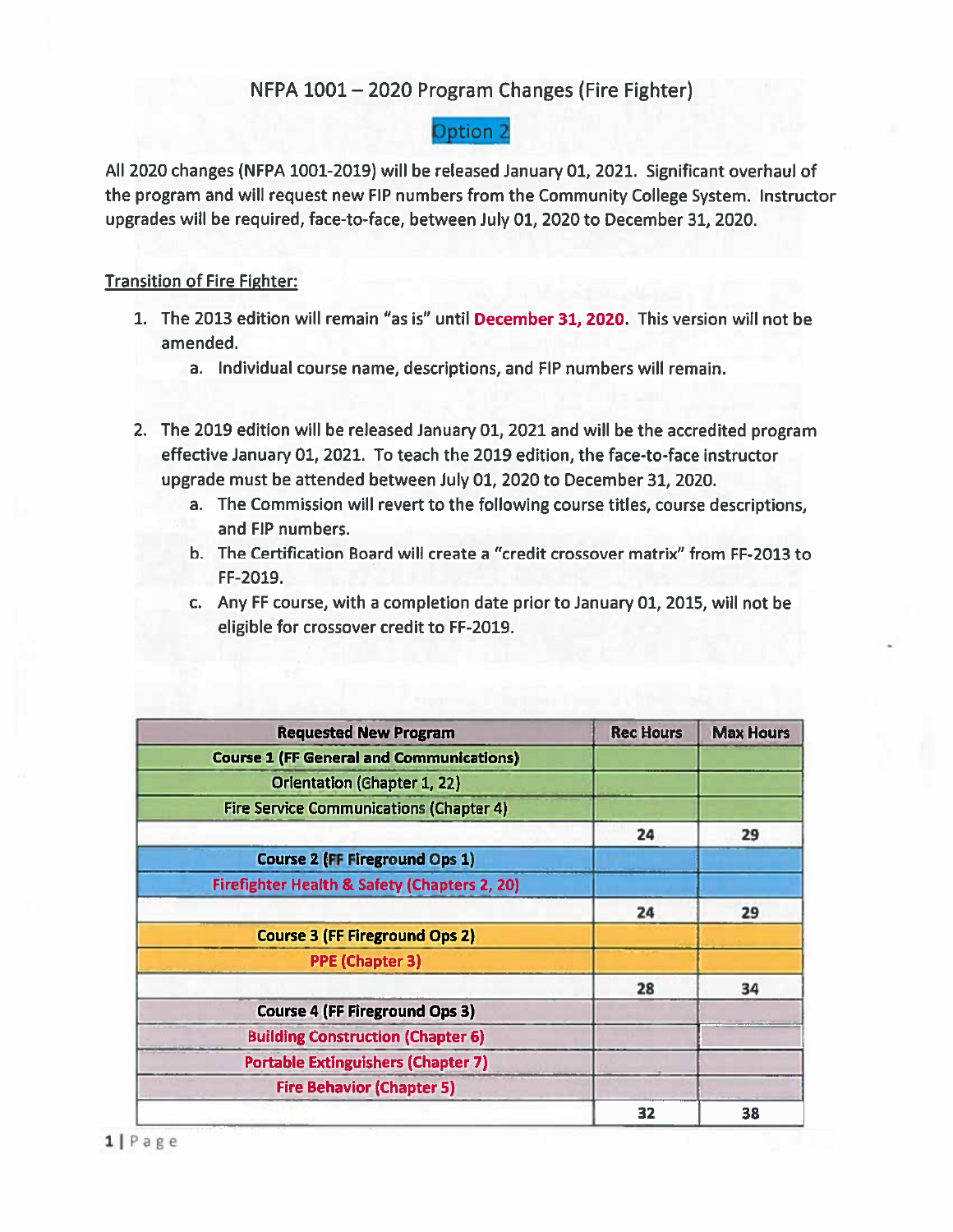# NFPA 1001 – 2020 Program Changes (Fire Fighter)

## Option 2

All 2020 changes (NFPA 1001-2019) will be released January 01, 2021. Significant overhaul of the program and will request new FIP numbers from the Community College System. Instructor upgrades will be required, face-to-face, between July 01, 2020 to December 31, 2020.

Transition of Fire Fighter:

1. The 2013 edition will remain "as is" until **December 31, 2020**. This version will not be amended.
   a. Individual course name, descriptions, and FIP numbers will remain.

2. The 2019 edition will be released January 01, 2021 and will be the accredited program effective January 01, 2021. To teach the 2019 edition, the face-to-face instructor upgrade must be attended between July 01, 2020 to December 31, 2020.
   a. The Commission will revert to the following course titles, course descriptions, and FIP numbers.
   b. The Certification Board will create a "credit crossover matrix" from FF-2013 to FF-2019.
   c. Any FF course, with a completion date prior to January 01, 2015, will not be eligible for crossover credit to FF-2019.

| Requested New Program | Rec Hours | Max Hours |
|---|---|---|
| **Course 1 (FF General and Communications)** | | |
| Orientation (Chapter 1, 22) | | |
| Fire Service Communications (Chapter 4) | | |
| | **24** | **29** |
| **Course 2 (FF Fireground Ops 1)** | | |
| Firefighter Health & Safety (Chapters 2, 20) | | |
| | **24** | **29** |
| **Course 3 (FF Fireground Ops 2)** | | |
| PPE (Chapter 3) | | |
| | **28** | **34** |
| **Course 4 (FF Fireground Ops 3)** | | |
| Building Construction (Chapter 6) | | |
| Portable Extinguishers (Chapter 7) | | |
| Fire Behavior (Chapter 5) | | |
| | **32** | **38** |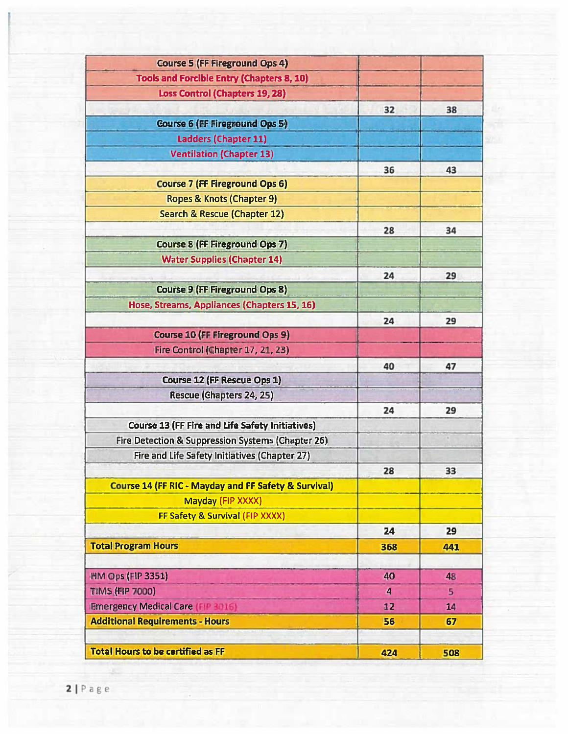| | | |
|---|---|---|
| Course 5 (FF Fireground Ops 4) | | |
| Tools and Forcible Entry (Chapters 8, 10) | | |
| Loss Control (Chapters 19, 28) | | |
| | 32 | 38 |
| Course 6 (FF Fireground Ops 5) | | |
| Ladders (Chapter 11) | | |
| Ventilation (Chapter 13) | | |
| | 36 | 43 |
| Course 7 (FF Fireground Ops 6) | | |
| Ropes & Knots (Chapter 9) | | |
| Search & Rescue (Chapter 12) | | |
| | 28 | 34 |
| Course 8 (FF Fireground Ops 7) | | |
| Water Supplies (Chapter 14) | | |
| | 24 | 29 |
| Course 9 (FF Fireground Ops 8) | | |
| Hose, Streams, Appliances (Chapters 15, 16) | | |
| | 24 | 29 |
| Course 10 (FF Fireground Ops 9) | | |
| Fire Control (Chapter 17, 21, 23) | | |
| | 40 | 47 |
| Course 12 (FF Rescue Ops 1) | | |
| Rescue (Chapters 24, 25) | | |
| | 24 | 29 |
| Course 13 (FF Fire and Life Safety Initiatives) | | |
| Fire Detection & Suppression Systems (Chapter 26) | | |
| Fire and Life Safety Initiatives (Chapter 27) | | |
| | 28 | 33 |
| Course 14 (FF RIC - Mayday and FF Safety & Survival) | | |
| Mayday (FIP XXXX) | | |
| FF Safety & Survival (FIP XXXX) | | |
| | 24 | 29 |
| **Total Program Hours** | **368** | **441** |
| | | |
| HM Ops (FIP 3351) | 40 | 48 |
| TIMS (FIP 7000) | 4 | 5 |
| Emergency Medical Care (FIP 3016) | 12 | 14 |
| **Additional Requirements - Hours** | **56** | **67** |
| | | |
| **Total Hours to be certified as FF** | **424** | **508** |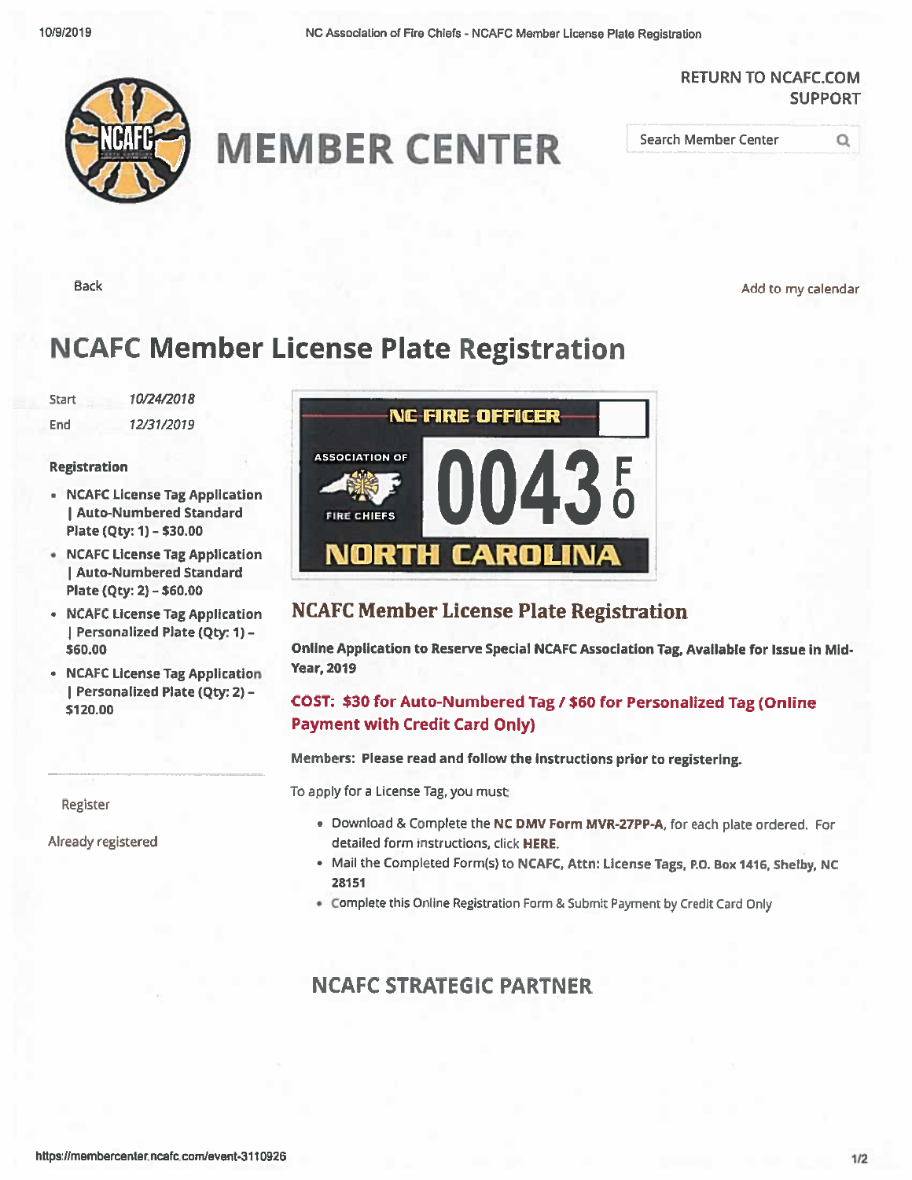RETURN TO NCAFC.COM
SUPPORT

# MEMBER CENTER

Search Member Center

Back

Add to my calendar

# NCAFC Member License Plate Registration

Start 10/24/2018

End 12/31/2019

**Registration**

- **NCAFC License Tag Application | Auto-Numbered Standard Plate (Qty: 1) – $30.00**
- **NCAFC License Tag Application | Auto-Numbered Standard Plate (Qty: 2) – $60.00**
- **NCAFC License Tag Application | Personalized Plate (Qty: 1) – $60.00**
- **NCAFC License Tag Application | Personalized Plate (Qty: 2) – $120.00**

Register

Already registered

NC FIRE OFFICER

ASSOCIATION OF FIRE CHIEFS

0043 FO

NORTH CAROLINA

## NCAFC Member License Plate Registration

**Online Application to Reserve Special NCAFC Association Tag, Available for Issue in Mid-Year, 2019**

**COST: $30 for Auto-Numbered Tag / $60 for Personalized Tag (Online Payment with Credit Card Only)**

**Members: Please read and follow the instructions prior to registering.**

To apply for a License Tag, you must:

- Download & Complete the **NC DMV Form MVR-27PP-A**, for each plate ordered. For detailed form instructions, click **HERE**.
- Mail the Completed Form(s) to **NCAFC, Attn: License Tags, P.O. Box 1416, Shelby, NC 28151**
- Complete this Online Registration Form & Submit Payment by Credit Card Only

## NCAFC STRATEGIC PARTNER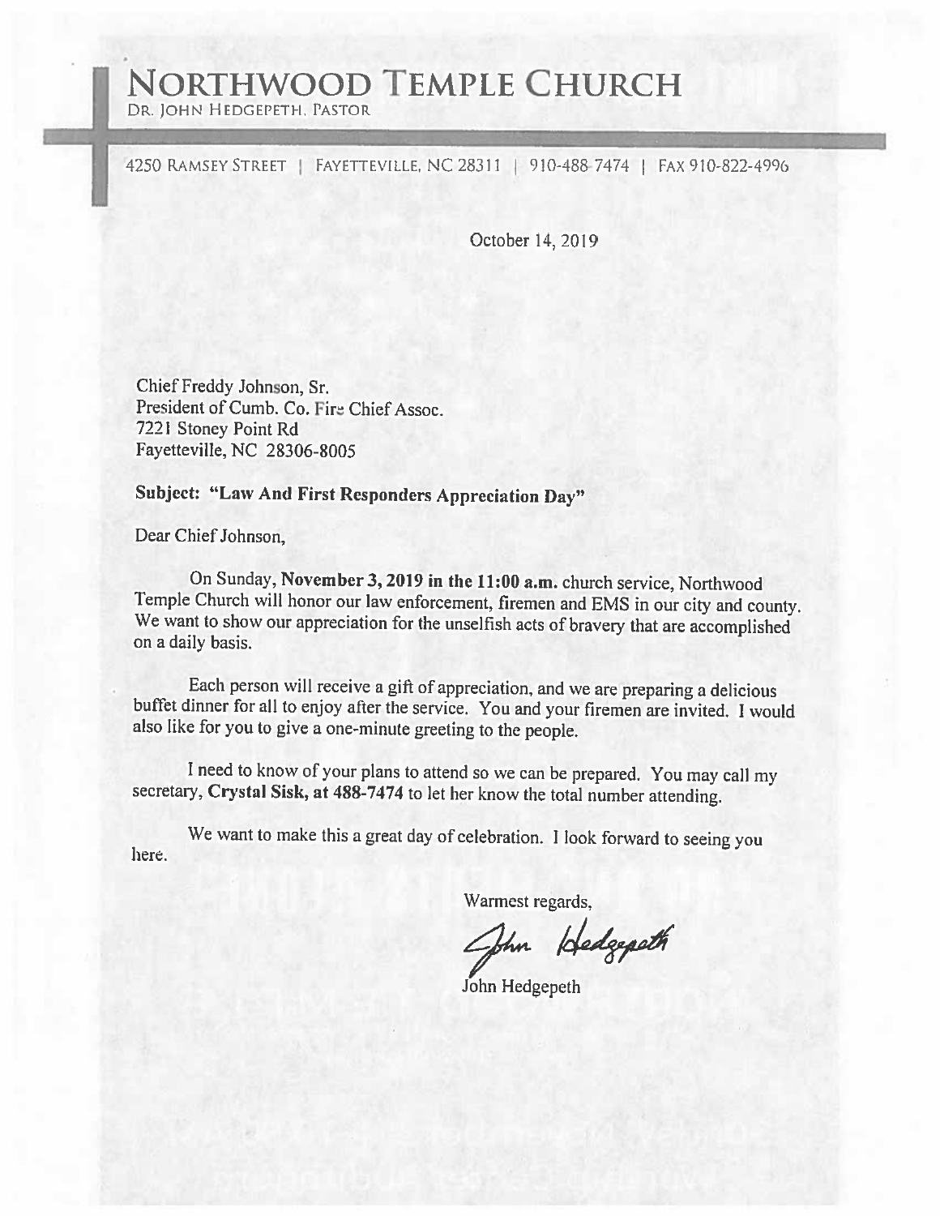# NORTHWOOD TEMPLE CHURCH

DR. JOHN HEDGEPETH, PASTOR

4250 RAMSEY STREET | FAYETTEVILLE, NC 28311 | 910-488-7474 | FAX 910-822-4996

October 14, 2019

Chief Freddy Johnson, Sr.
President of Cumb. Co. Fire Chief Assoc.
7221 Stoney Point Rd
Fayetteville, NC 28306-8005

**Subject: "Law And First Responders Appreciation Day"**

Dear Chief Johnson,

On Sunday, **November 3, 2019 in the 11:00 a.m.** church service, Northwood Temple Church will honor our law enforcement, firemen and EMS in our city and county. We want to show our appreciation for the unselfish acts of bravery that are accomplished on a daily basis.

Each person will receive a gift of appreciation, and we are preparing a delicious buffet dinner for all to enjoy after the service. You and your firemen are invited. I would also like for you to give a one-minute greeting to the people.

I need to know of your plans to attend so we can be prepared. You may call my secretary, **Crystal Sisk, at 488-7474** to let her know the total number attending.

We want to make this a great day of celebration. I look forward to seeing you here.

Warmest regards,

John Hedgepeth

John Hedgepeth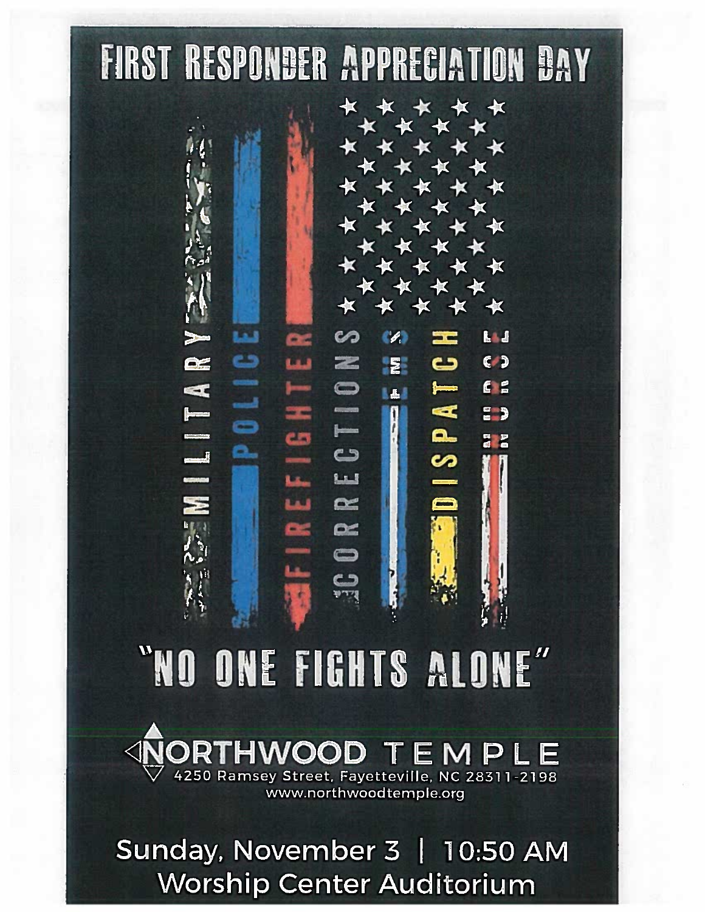# FIRST RESPONDER APPRECIATION DAY

MILITARY

POLICE

FIREFIGHTER

CORRECTIONS

EMS

DISPATCH

NURSE

## "NO ONE FIGHTS ALONE"

NORTHWOOD TEMPLE

4250 Ramsey Street, Fayetteville, NC 28311-2198

www.northwoodtemple.org

Sunday, November 3 | 10:50 AM

Worship Center Auditorium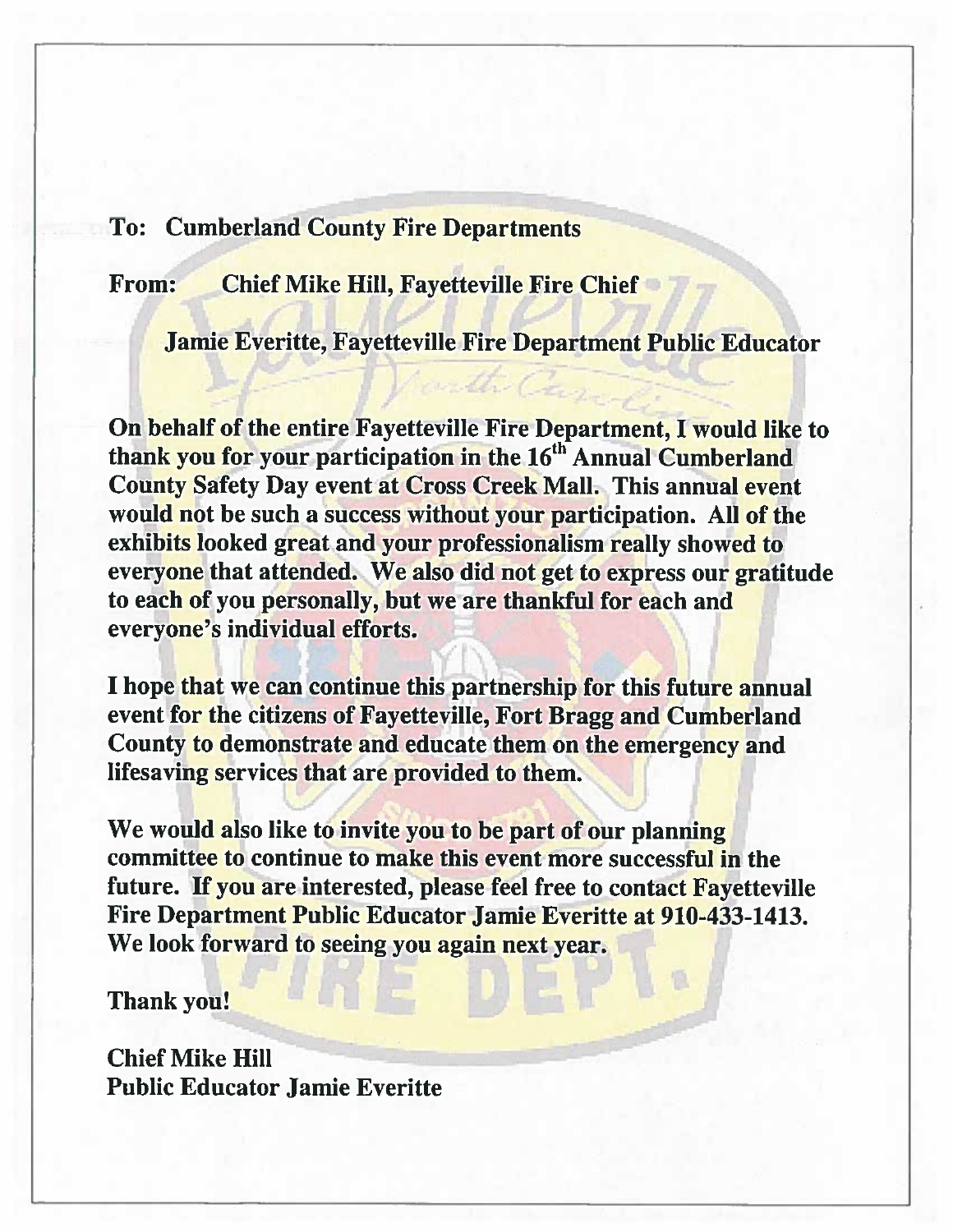**To: Cumberland County Fire Departments**

**From: Chief Mike Hill, Fayetteville Fire Chief**

**Jamie Everitte, Fayetteville Fire Department Public Educator**

**On behalf of the entire Fayetteville Fire Department, I would like to thank you for your participation in the 16th Annual Cumberland County Safety Day event at Cross Creek Mall. This annual event would not be such a success without your participation. All of the exhibits looked great and your professionalism really showed to everyone that attended. We also did not get to express our gratitude to each of you personally, but we are thankful for each and everyone's individual efforts.**

**I hope that we can continue this partnership for this future annual event for the citizens of Fayetteville, Fort Bragg and Cumberland County to demonstrate and educate them on the emergency and lifesaving services that are provided to them.**

**We would also like to invite you to be part of our planning committee to continue to make this event more successful in the future. If you are interested, please feel free to contact Fayetteville Fire Department Public Educator Jamie Everitte at 910-433-1413. We look forward to seeing you again next year.**

**Thank you!**

**Chief Mike Hill**
**Public Educator Jamie Everitte**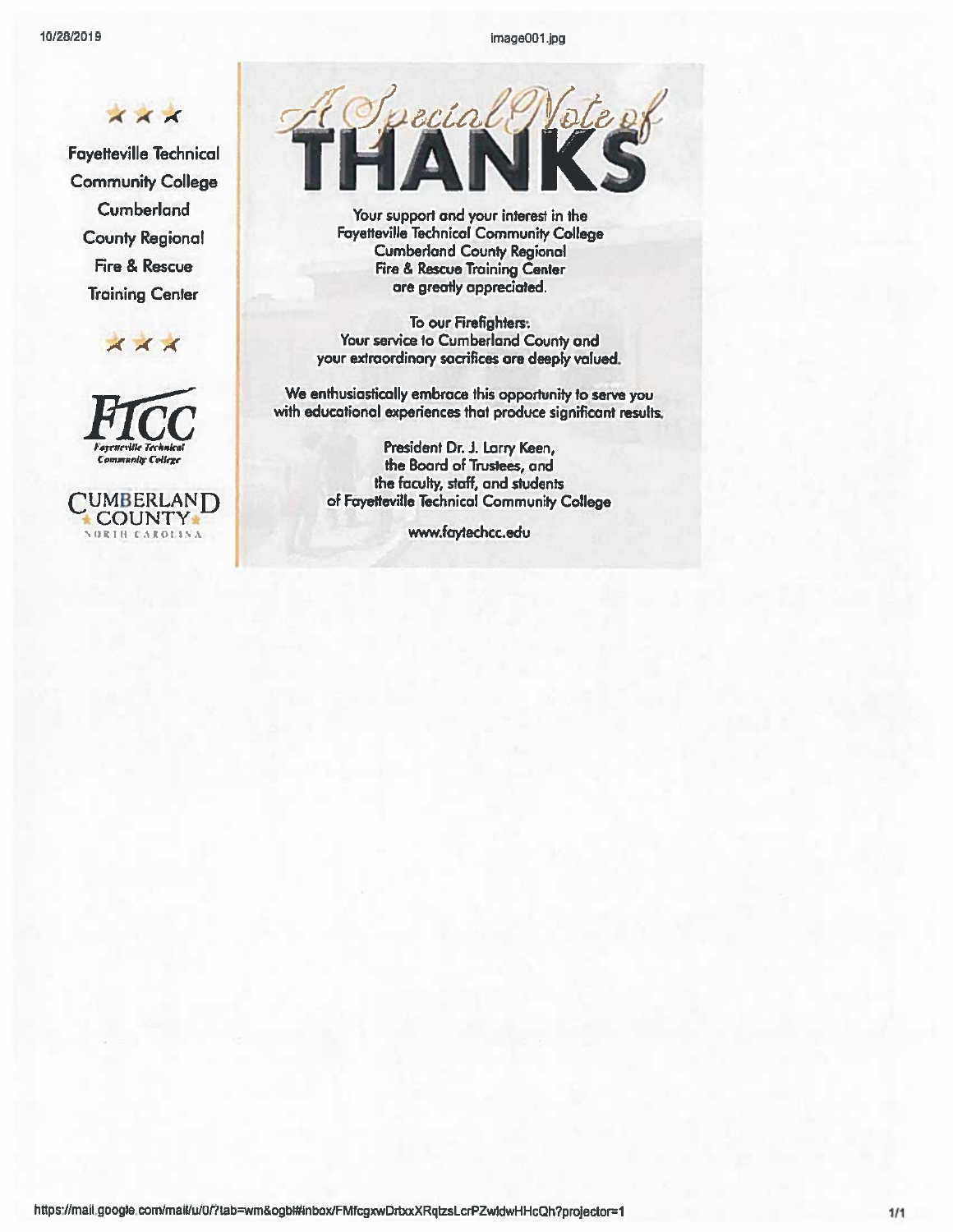★★★

Fayetteville Technical Community College Cumberland County Regional Fire & Rescue Training Center

★★★

FTCC
Fayetteville Technical Community College

CUMBERLAND ★ COUNTY ★
NORTH CAROLINA

# A Special Note of THANKS

Your support and your interest in the Fayetteville Technical Community College Cumberland County Regional Fire & Rescue Training Center are greatly appreciated.

To our Firefighters:
Your service to Cumberland County and your extraordinary sacrifices are deeply valued.

We enthusiastically embrace this opportunity to serve you with educational experiences that produce significant results.

President Dr. J. Larry Keen,
the Board of Trustees, and
the faculty, staff, and students
of Fayetteville Technical Community College

www.faytechcc.edu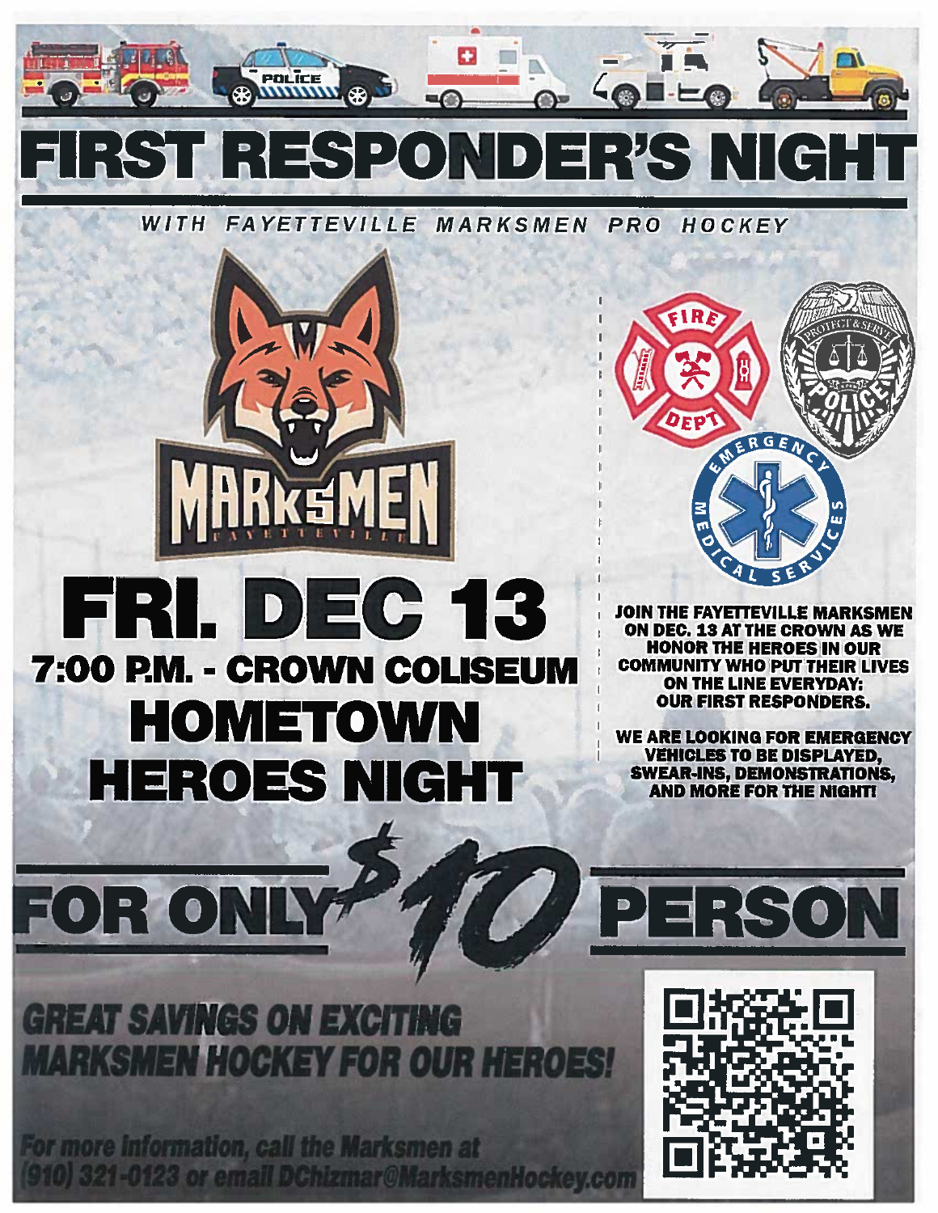# FIRST RESPONDER'S NIGHT

*WITH FAYETTEVILLE MARKSMEN PRO HOCKEY*

MARKSMEN
FAYETTEVILLE

## FRI. DEC 13

### 7:00 P.M. - CROWN COLISEUM

## HOMETOWN HEROES NIGHT

FIRE DEPT

PROTECT & SERVE POLICE

EMERGENCY MEDICAL SERVICES

**JOIN THE FAYETTEVILLE MARKSMEN ON DEC. 13 AT THE CROWN AS WE HONOR THE HEROES IN OUR COMMUNITY WHO PUT THEIR LIVES ON THE LINE EVERYDAY: OUR FIRST RESPONDERS.**

**WE ARE LOOKING FOR EMERGENCY VEHICLES TO BE DISPLAYED, SWEAR-INS, DEMONSTRATIONS, AND MORE FOR THE NIGHT!**

## FOR ONLY $10 PERSON

***GREAT SAVINGS ON EXCITING MARKSMEN HOCKEY FOR OUR HEROES!***

*For more information, call the Marksmen at (910) 321-0123 or email DChizmar@MarksmenHockey.com*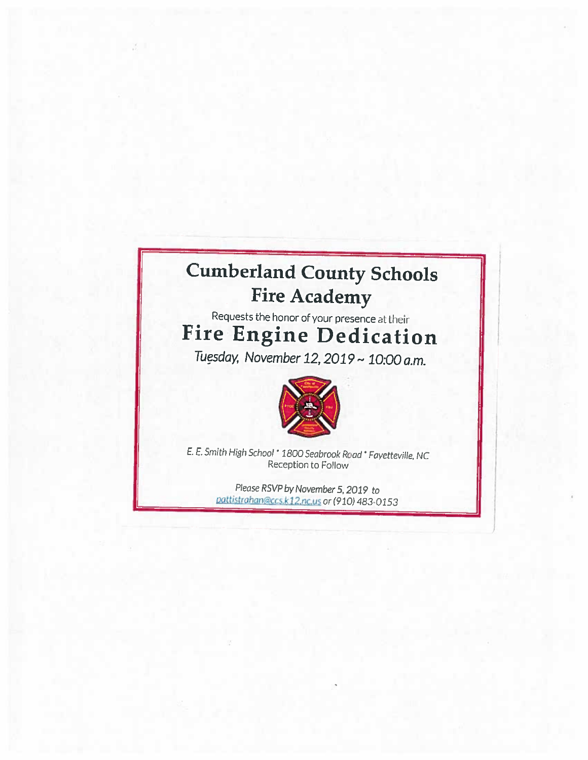# Cumberland County Schools Fire Academy

Requests the honor of your presence at their

## Fire Engine Dedication

*Tuesday, November 12, 2019 ~ 10:00 a.m.*

*E. E. Smith High School * 1800 Seabrook Road * Fayetteville, NC*

Reception to Follow

*Please RSVP by November 5, 2019 to pattistrahan@ccs.k12.nc.us or (910) 483-0153*